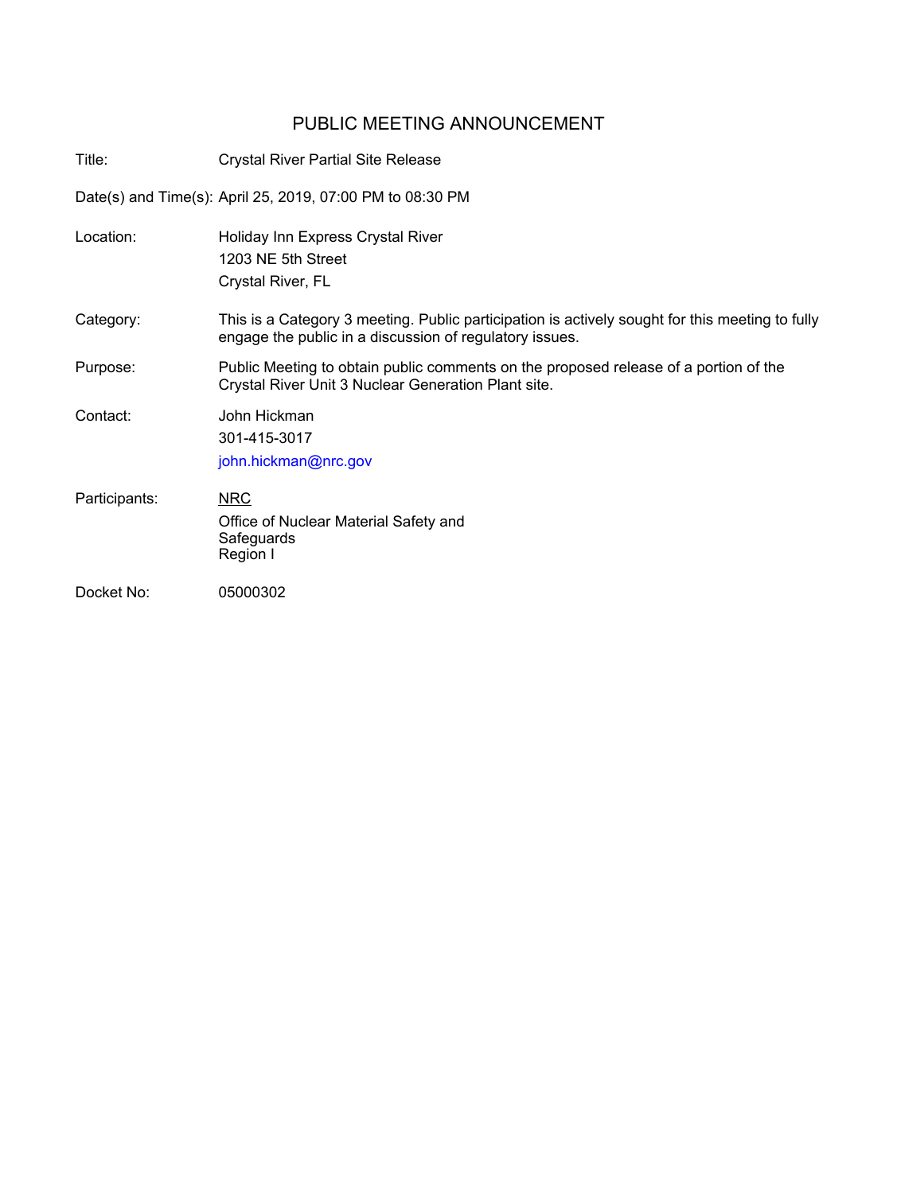# PUBLIC MEETING ANNOUNCEMENT

**Title:** Crystal River Partial Site Release

**Date(s) and Time(s):** April 25, 2019, 07:00 PM to 08:30 PM

**Location:** Holiday Inn Express Crystal River
1203 NE 5th Street
Crystal River, FL

**Category:** This is a Category 3 meeting. Public participation is actively sought for this meeting to fully engage the public in a discussion of regulatory issues.

**Purpose:** Public Meeting to obtain public comments on the proposed release of a portion of the Crystal River Unit 3 Nuclear Generation Plant site.

**Contact:** John Hickman
301-415-3017
john.hickman@nrc.gov

**Participants:** NRC
Office of Nuclear Material Safety and Safeguards
Region I

**Docket No:** 05000302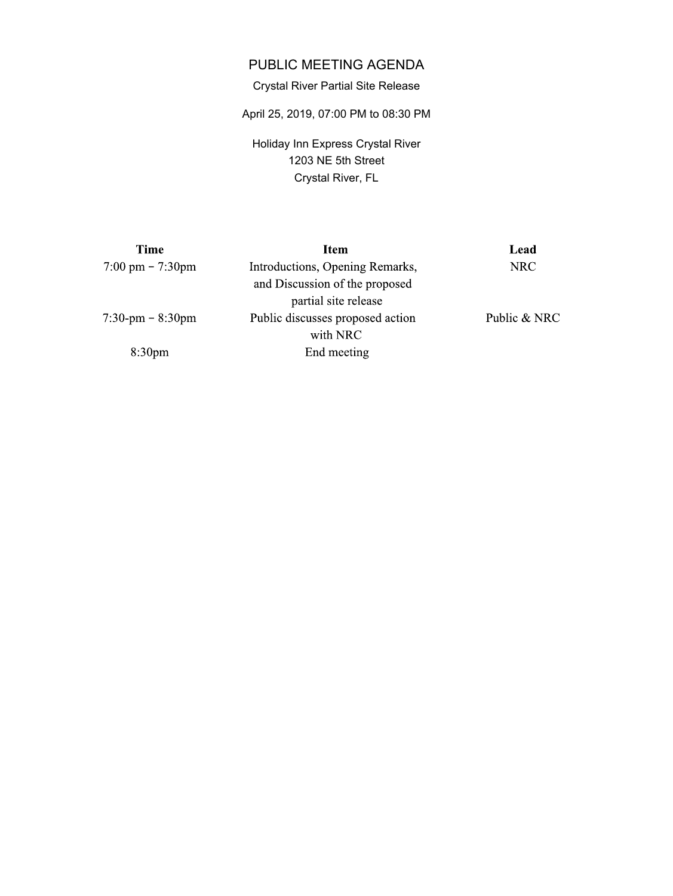# PUBLIC MEETING AGENDA

Crystal River Partial Site Release

April 25, 2019, 07:00 PM to 08:30 PM

Holiday Inn Express Crystal River
1203 NE 5th Street
Crystal River, FL

| Time | Item | Lead |
|---|---|---|
| 7:00 pm – 7:30pm | Introductions, Opening Remarks, and Discussion of the proposed partial site release | NRC |
| 7:30-pm – 8:30pm | Public discusses proposed action with NRC | Public & NRC |
| 8:30pm | End meeting | |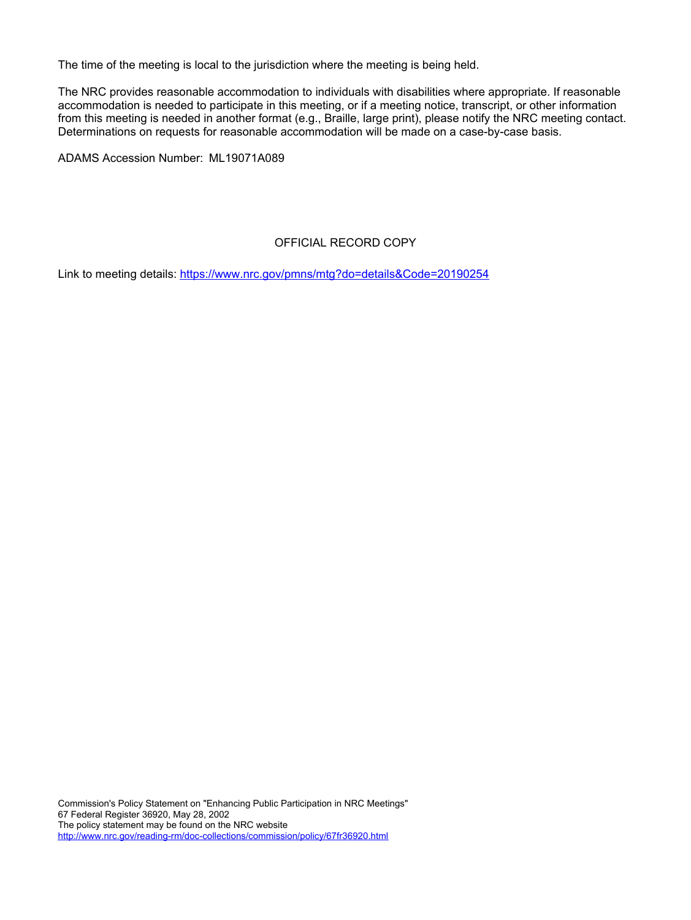The time of the meeting is local to the jurisdiction where the meeting is being held.

The NRC provides reasonable accommodation to individuals with disabilities where appropriate. If reasonable accommodation is needed to participate in this meeting, or if a meeting notice, transcript, or other information from this meeting is needed in another format (e.g., Braille, large print), please notify the NRC meeting contact. Determinations on requests for reasonable accommodation will be made on a case-by-case basis.

ADAMS Accession Number: ML19071A089

OFFICIAL RECORD COPY

Link to meeting details: https://www.nrc.gov/pmns/mtg?do=details&Code=20190254

Commission's Policy Statement on "Enhancing Public Participation in NRC Meetings"
67 Federal Register 36920, May 28, 2002
The policy statement may be found on the NRC website
http://www.nrc.gov/reading-rm/doc-collections/commission/policy/67fr36920.html